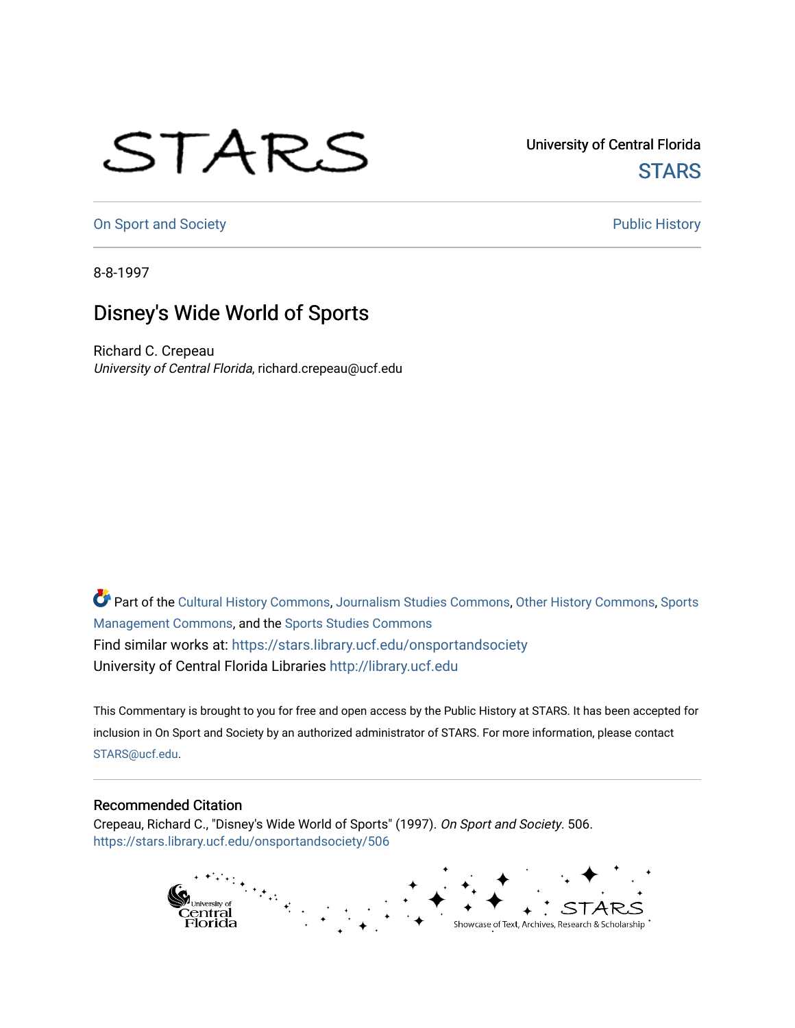STARS

University of Central Florida

STARS

On Sport and Society

Public History

8-8-1997

# Disney's Wide World of Sports

Richard C. Crepeau

*University of Central Florida*, richard.crepeau@ucf.edu

Part of the Cultural History Commons, Journalism Studies Commons, Other History Commons, Sports Management Commons, and the Sports Studies Commons

Find similar works at: https://stars.library.ucf.edu/onsportandsociety

University of Central Florida Libraries http://library.ucf.edu

This Commentary is brought to you for free and open access by the Public History at STARS. It has been accepted for inclusion in On Sport and Society by an authorized administrator of STARS. For more information, please contact STARS@ucf.edu.

## Recommended Citation

Crepeau, Richard C., "Disney's Wide World of Sports" (1997). *On Sport and Society*. 506.
https://stars.library.ucf.edu/onsportandsociety/506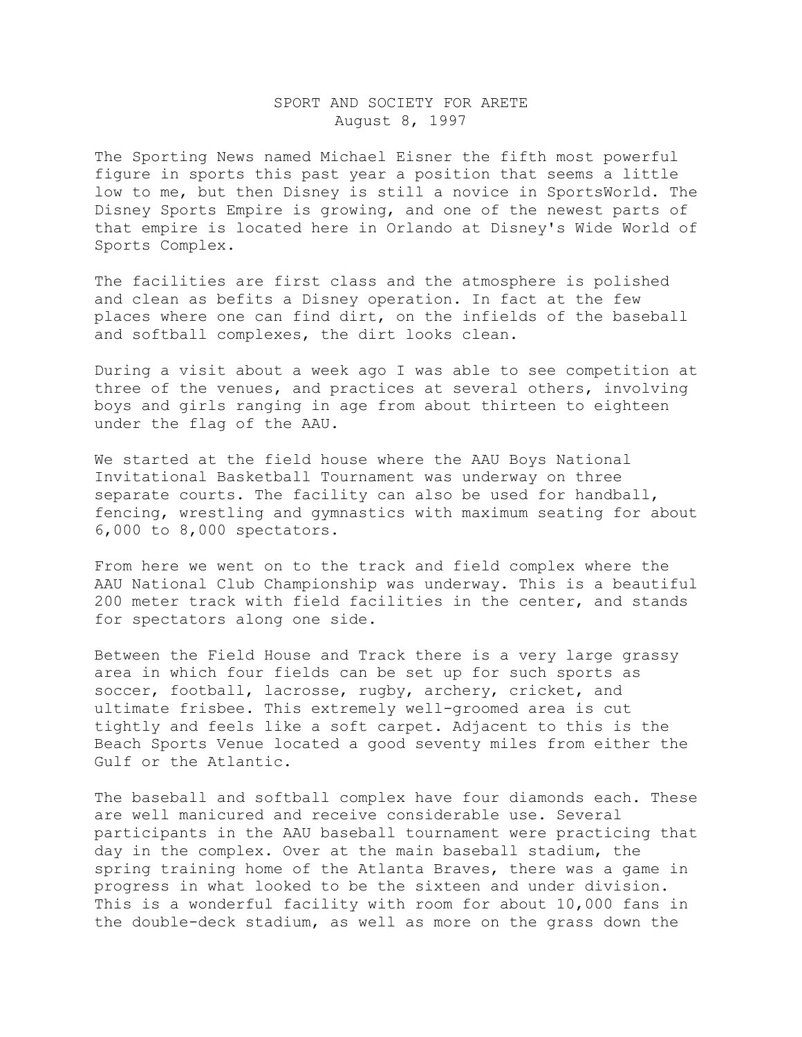SPORT AND SOCIETY FOR ARETE
August 8, 1997

The Sporting News named Michael Eisner the fifth most powerful figure in sports this past year a position that seems a little low to me, but then Disney is still a novice in SportsWorld. The Disney Sports Empire is growing, and one of the newest parts of that empire is located here in Orlando at Disney's Wide World of Sports Complex.

The facilities are first class and the atmosphere is polished and clean as befits a Disney operation. In fact at the few places where one can find dirt, on the infields of the baseball and softball complexes, the dirt looks clean.

During a visit about a week ago I was able to see competition at three of the venues, and practices at several others, involving boys and girls ranging in age from about thirteen to eighteen under the flag of the AAU.

We started at the field house where the AAU Boys National Invitational Basketball Tournament was underway on three separate courts. The facility can also be used for handball, fencing, wrestling and gymnastics with maximum seating for about 6,000 to 8,000 spectators.

From here we went on to the track and field complex where the AAU National Club Championship was underway. This is a beautiful 200 meter track with field facilities in the center, and stands for spectators along one side.

Between the Field House and Track there is a very large grassy area in which four fields can be set up for such sports as soccer, football, lacrosse, rugby, archery, cricket, and ultimate frisbee. This extremely well-groomed area is cut tightly and feels like a soft carpet. Adjacent to this is the Beach Sports Venue located a good seventy miles from either the Gulf or the Atlantic.

The baseball and softball complex have four diamonds each. These are well manicured and receive considerable use. Several participants in the AAU baseball tournament were practicing that day in the complex. Over at the main baseball stadium, the spring training home of the Atlanta Braves, there was a game in progress in what looked to be the sixteen and under division. This is a wonderful facility with room for about 10,000 fans in the double-deck stadium, as well as more on the grass down the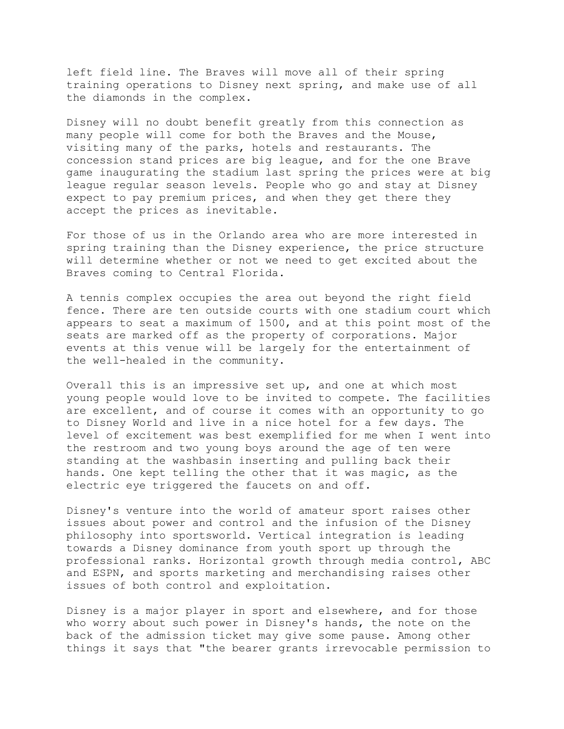left field line. The Braves will move all of their spring training operations to Disney next spring, and make use of all the diamonds in the complex.

Disney will no doubt benefit greatly from this connection as many people will come for both the Braves and the Mouse, visiting many of the parks, hotels and restaurants. The concession stand prices are big league, and for the one Brave game inaugurating the stadium last spring the prices were at big league regular season levels. People who go and stay at Disney expect to pay premium prices, and when they get there they accept the prices as inevitable.

For those of us in the Orlando area who are more interested in spring training than the Disney experience, the price structure will determine whether or not we need to get excited about the Braves coming to Central Florida.

A tennis complex occupies the area out beyond the right field fence. There are ten outside courts with one stadium court which appears to seat a maximum of 1500, and at this point most of the seats are marked off as the property of corporations. Major events at this venue will be largely for the entertainment of the well-healed in the community.

Overall this is an impressive set up, and one at which most young people would love to be invited to compete. The facilities are excellent, and of course it comes with an opportunity to go to Disney World and live in a nice hotel for a few days. The level of excitement was best exemplified for me when I went into the restroom and two young boys around the age of ten were standing at the washbasin inserting and pulling back their hands. One kept telling the other that it was magic, as the electric eye triggered the faucets on and off.

Disney's venture into the world of amateur sport raises other issues about power and control and the infusion of the Disney philosophy into sportsworld. Vertical integration is leading towards a Disney dominance from youth sport up through the professional ranks. Horizontal growth through media control, ABC and ESPN, and sports marketing and merchandising raises other issues of both control and exploitation.

Disney is a major player in sport and elsewhere, and for those who worry about such power in Disney's hands, the note on the back of the admission ticket may give some pause. Among other things it says that "the bearer grants irrevocable permission to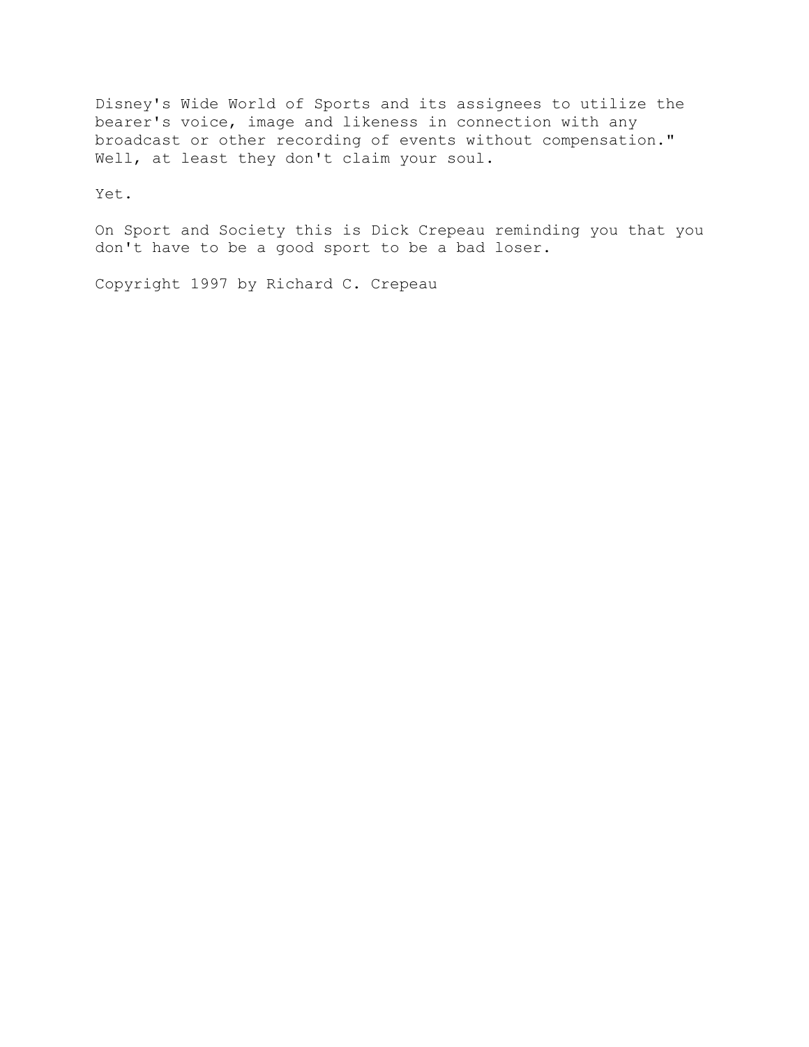Disney's Wide World of Sports and its assignees to utilize the bearer's voice, image and likeness in connection with any broadcast or other recording of events without compensation." Well, at least they don't claim your soul.

Yet.

On Sport and Society this is Dick Crepeau reminding you that you don't have to be a good sport to be a bad loser.

Copyright 1997 by Richard C. Crepeau